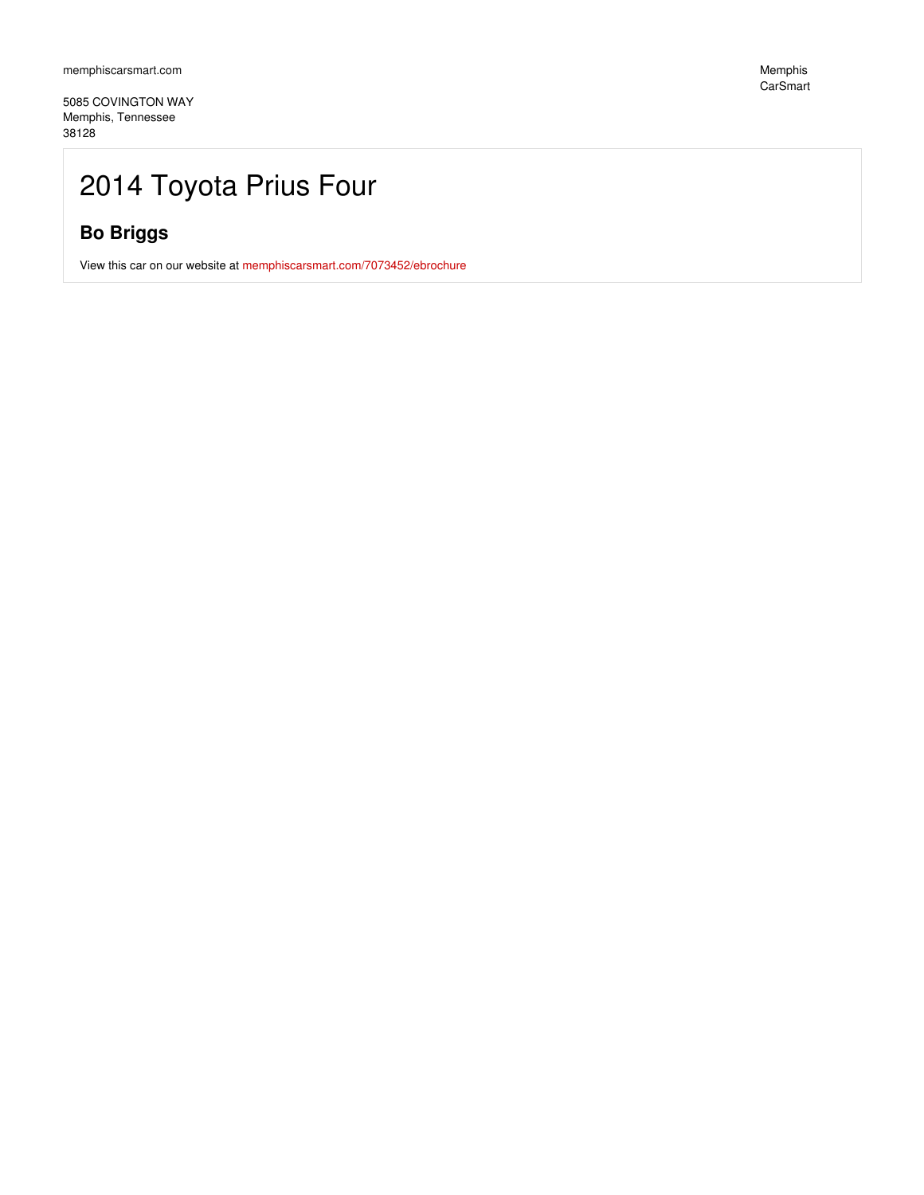memphiscarsmart.com

5085 COVINGTON WAY
Memphis, Tennessee
38128

Memphis
CarSmart

# 2014 Toyota Prius Four

## Bo Briggs

View this car on our website at memphiscarsmart.com/7073452/ebrochure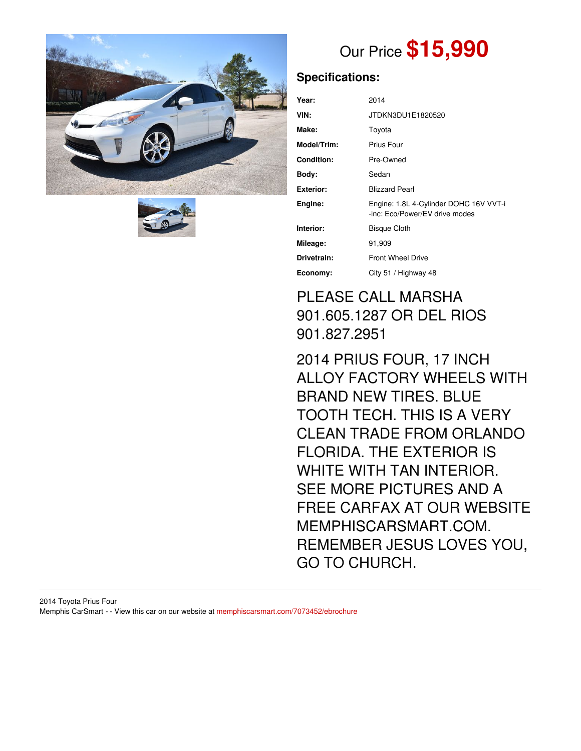Our Price **$15,990**

## Specifications:

| | |
|---|---|
| **Year:** | 2014 |
| **VIN:** | JTDKN3DU1E1820520 |
| **Make:** | Toyota |
| **Model/Trim:** | Prius Four |
| **Condition:** | Pre-Owned |
| **Body:** | Sedan |
| **Exterior:** | Blizzard Pearl |
| **Engine:** | Engine: 1.8L 4-Cylinder DOHC 16V VVT-i -inc: Eco/Power/EV drive modes |
| **Interior:** | Bisque Cloth |
| **Mileage:** | 91,909 |
| **Drivetrain:** | Front Wheel Drive |
| **Economy:** | City 51 / Highway 48 |

PLEASE CALL MARSHA 901.605.1287 OR DEL RIOS 901.827.2951

2014 PRIUS FOUR, 17 INCH ALLOY FACTORY WHEELS WITH BRAND NEW TIRES. BLUE TOOTH TECH. THIS IS A VERY CLEAN TRADE FROM ORLANDO FLORIDA. THE EXTERIOR IS WHITE WITH TAN INTERIOR. SEE MORE PICTURES AND A FREE CARFAX AT OUR WEBSITE MEMPHISCARSMART.COM. REMEMBER JESUS LOVES YOU, GO TO CHURCH.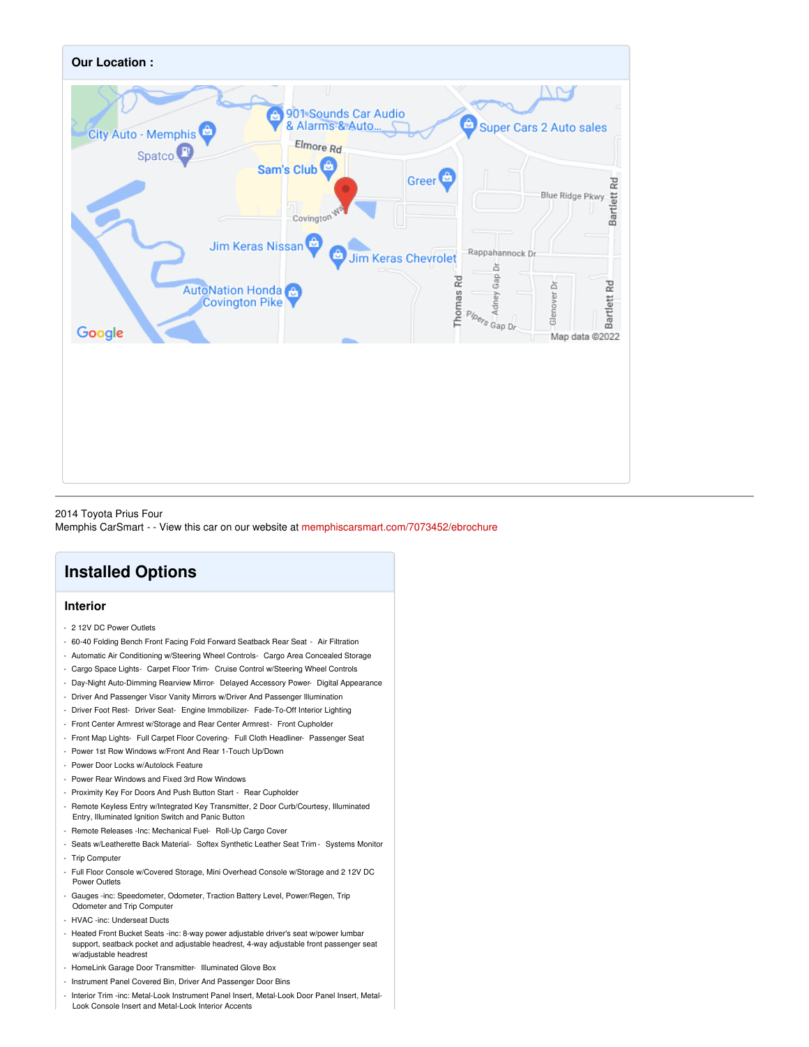## Our Location :

2014 Toyota Prius Four
Memphis CarSmart - - View this car on our website at memphiscarsmart.com/7073452/ebrochure

# Installed Options

### Interior

- 2 12V DC Power Outlets
- 60-40 Folding Bench Front Facing Fold Forward Seatback Rear Seat - Air Filtration
- Automatic Air Conditioning w/Steering Wheel Controls- Cargo Area Concealed Storage
- Cargo Space Lights- Carpet Floor Trim- Cruise Control w/Steering Wheel Controls
- Day-Night Auto-Dimming Rearview Mirror- Delayed Accessory Power- Digital Appearance
- Driver And Passenger Visor Vanity Mirrors w/Driver And Passenger Illumination
- Driver Foot Rest- Driver Seat- Engine Immobilizer- Fade-To-Off Interior Lighting
- Front Center Armrest w/Storage and Rear Center Armrest- Front Cupholder
- Front Map Lights- Full Carpet Floor Covering- Full Cloth Headliner- Passenger Seat
- Power 1st Row Windows w/Front And Rear 1-Touch Up/Down
- Power Door Locks w/Autolock Feature
- Power Rear Windows and Fixed 3rd Row Windows
- Proximity Key For Doors And Push Button Start - Rear Cupholder
- Remote Keyless Entry w/Integrated Key Transmitter, 2 Door Curb/Courtesy, Illuminated Entry, Illuminated Ignition Switch and Panic Button
- Remote Releases -Inc: Mechanical Fuel- Roll-Up Cargo Cover
- Seats w/Leatherette Back Material- Softex Synthetic Leather Seat Trim - Systems Monitor
- Trip Computer
- Full Floor Console w/Covered Storage, Mini Overhead Console w/Storage and 2 12V DC Power Outlets
- Gauges -inc: Speedometer, Odometer, Traction Battery Level, Power/Regen, Trip Odometer and Trip Computer
- HVAC -inc: Underseat Ducts
- Heated Front Bucket Seats -inc: 8-way power adjustable driver's seat w/power lumbar support, seatback pocket and adjustable headrest, 4-way adjustable front passenger seat w/adjustable headrest
- HomeLink Garage Door Transmitter- Illuminated Glove Box
- Instrument Panel Covered Bin, Driver And Passenger Door Bins
- Interior Trim -inc: Metal-Look Instrument Panel Insert, Metal-Look Door Panel Insert, Metal-Look Console Insert and Metal-Look Interior Accents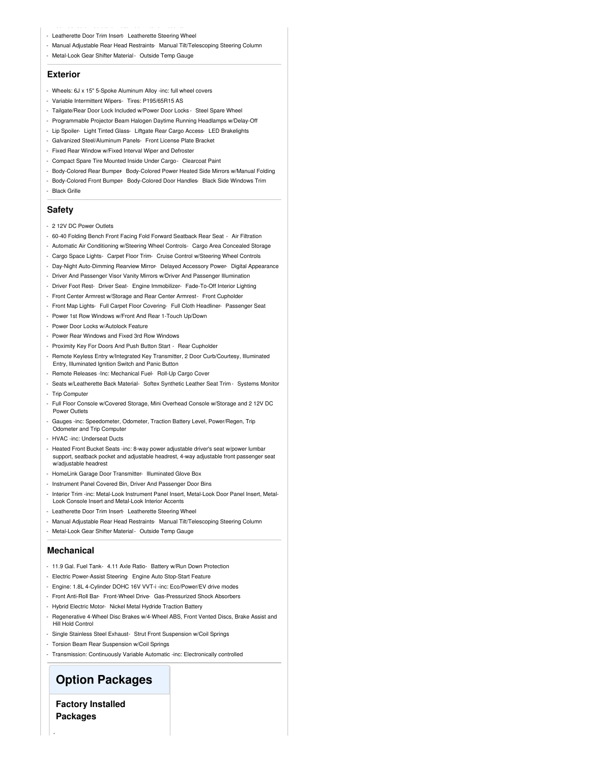- Leatherette Door Trim Insert- Leatherette Steering Wheel
- Manual Adjustable Rear Head Restraints- Manual Tilt/Telescoping Steering Column
- Metal-Look Gear Shifter Material - Outside Temp Gauge

## Exterior

- Wheels: 6J x 15" 5-Spoke Aluminum Alloy -inc: full wheel covers
- Variable Intermittent Wipers- Tires: P195/65R15 AS
- Tailgate/Rear Door Lock Included w/Power Door Locks - Steel Spare Wheel
- Programmable Projector Beam Halogen Daytime Running Headlamps w/Delay-Off
- Lip Spoiler- Light Tinted Glass- Liftgate Rear Cargo Access- LED Brakelights
- Galvanized Steel/Aluminum Panels- Front License Plate Bracket
- Fixed Rear Window w/Fixed Interval Wiper and Defroster
- Compact Spare Tire Mounted Inside Under Cargo - Clearcoat Paint
- Body-Colored Rear Bumper- Body-Colored Power Heated Side Mirrors w/Manual Folding
- Body-Colored Front Bumper- Body-Colored Door Handles- Black Side Windows Trim
- Black Grille

## Safety

- 2 12V DC Power Outlets
- 60-40 Folding Bench Front Facing Fold Forward Seatback Rear Seat - Air Filtration
- Automatic Air Conditioning w/Steering Wheel Controls- Cargo Area Concealed Storage
- Cargo Space Lights- Carpet Floor Trim- Cruise Control w/Steering Wheel Controls
- Day-Night Auto-Dimming Rearview Mirror- Delayed Accessory Power- Digital Appearance
- Driver And Passenger Visor Vanity Mirrors w/Driver And Passenger Illumination
- Driver Foot Rest- Driver Seat- Engine Immobilizer- Fade-To-Off Interior Lighting
- Front Center Armrest w/Storage and Rear Center Armrest - Front Cupholder
- Front Map Lights- Full Carpet Floor Covering- Full Cloth Headliner- Passenger Seat
- Power 1st Row Windows w/Front And Rear 1-Touch Up/Down
- Power Door Locks w/Autolock Feature
- Power Rear Windows and Fixed 3rd Row Windows
- Proximity Key For Doors And Push Button Start - Rear Cupholder
- Remote Keyless Entry w/Integrated Key Transmitter, 2 Door Curb/Courtesy, Illuminated Entry, Illuminated Ignition Switch and Panic Button
- Remote Releases -Inc: Mechanical Fuel- Roll-Up Cargo Cover
- Seats w/Leatherette Back Material- Softex Synthetic Leather Seat Trim - Systems Monitor
- Trip Computer
- Full Floor Console w/Covered Storage, Mini Overhead Console w/Storage and 2 12V DC Power Outlets
- Gauges -inc: Speedometer, Odometer, Traction Battery Level, Power/Regen, Trip Odometer and Trip Computer
- HVAC -inc: Underseat Ducts
- Heated Front Bucket Seats -inc: 8-way power adjustable driver's seat w/power lumbar support, seatback pocket and adjustable headrest, 4-way adjustable front passenger seat w/adjustable headrest
- HomeLink Garage Door Transmitter- Illuminated Glove Box
- Instrument Panel Covered Bin, Driver And Passenger Door Bins
- Interior Trim -inc: Metal-Look Instrument Panel Insert, Metal-Look Door Panel Insert, Metal-Look Console Insert and Metal-Look Interior Accents
- Leatherette Door Trim Insert- Leatherette Steering Wheel
- Manual Adjustable Rear Head Restraints- Manual Tilt/Telescoping Steering Column
- Metal-Look Gear Shifter Material - Outside Temp Gauge

## Mechanical

- 11.9 Gal. Fuel Tank- 4.11 Axle Ratio- Battery w/Run Down Protection
- Electric Power-Assist Steering- Engine Auto Stop-Start Feature
- Engine: 1.8L 4-Cylinder DOHC 16V VVT-i -inc: Eco/Power/EV drive modes
- Front Anti-Roll Bar- Front-Wheel Drive- Gas-Pressurized Shock Absorbers
- Hybrid Electric Motor- Nickel Metal Hydride Traction Battery
- Regenerative 4-Wheel Disc Brakes w/4-Wheel ABS, Front Vented Discs, Brake Assist and Hill Hold Control
- Single Stainless Steel Exhaust- Strut Front Suspension w/Coil Springs
- Torsion Beam Rear Suspension w/Coil Springs
- Transmission: Continuously Variable Automatic -inc: Electronically controlled

# Option Packages

### Factory Installed Packages

-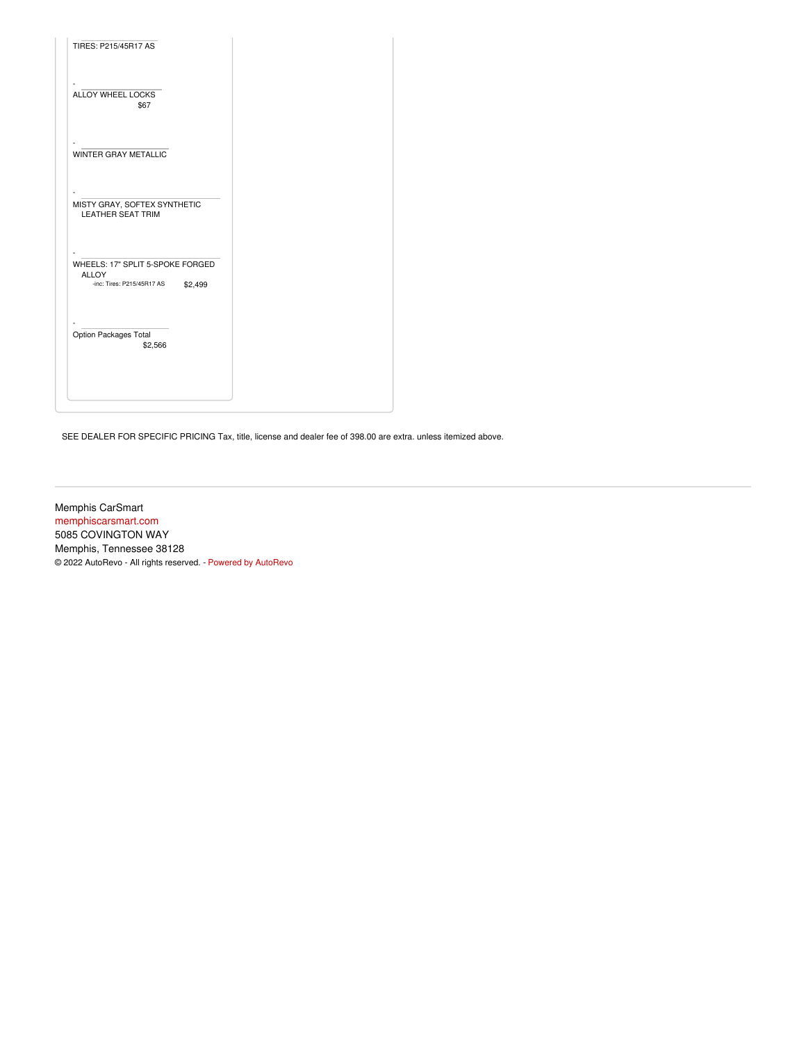TIRES: P215/45R17 AS

-

ALLOY WHEEL LOCKS
$67

-

WINTER GRAY METALLIC

-

MISTY GRAY, SOFTEX SYNTHETIC LEATHER SEAT TRIM

-

WHEELS: 17" SPLIT 5-SPOKE FORGED ALLOY
-inc: Tires: P215/45R17 AS $2,499

-

Option Packages Total
$2,566

SEE DEALER FOR SPECIFIC PRICING Tax, title, license and dealer fee of 398.00 are extra. unless itemized above.

---

Memphis CarSmart
memphiscarsmart.com
5085 COVINGTON WAY
Memphis, Tennessee 38128
© 2022 AutoRevo - All rights reserved. - Powered by AutoRevo